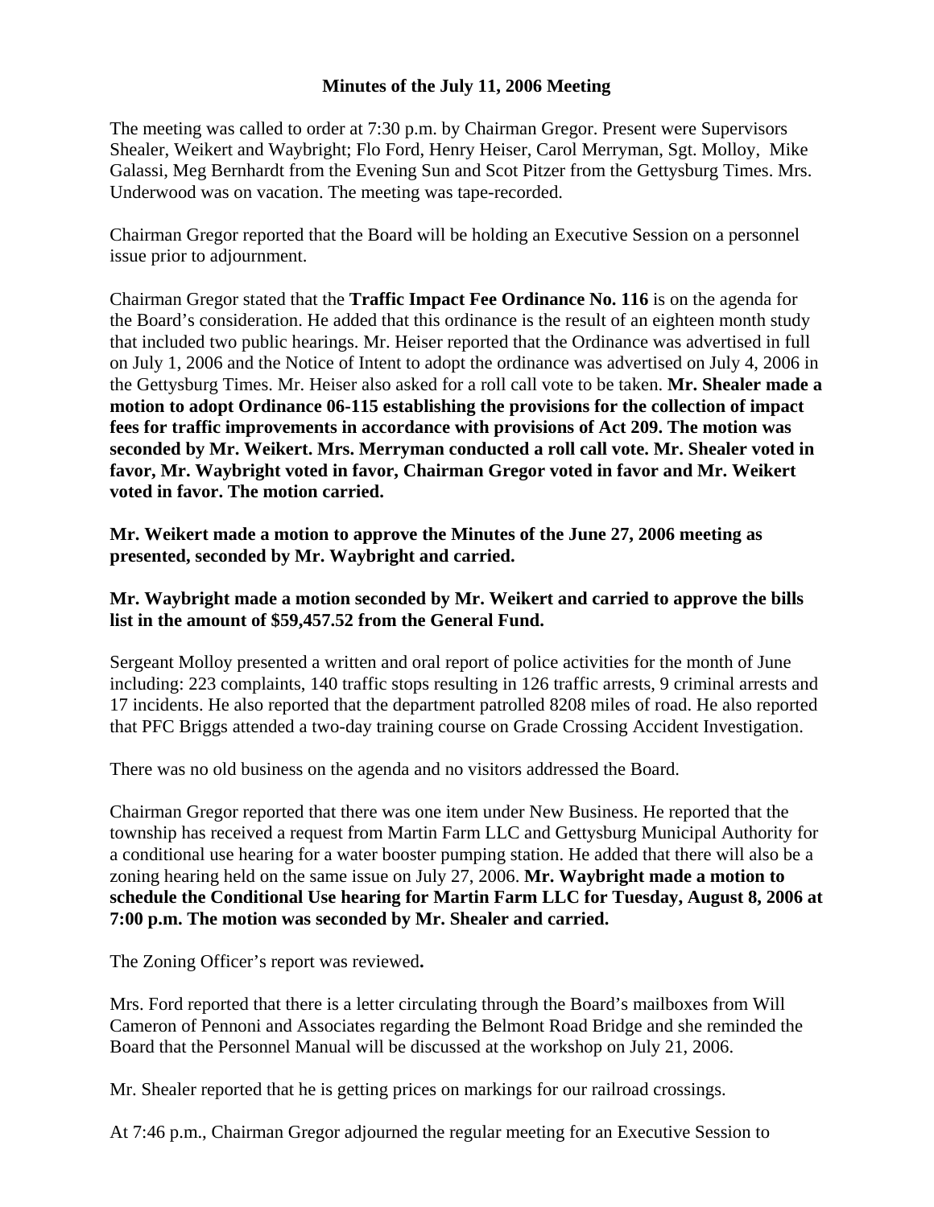# Minutes of the July 11, 2006 Meeting

The meeting was called to order at 7:30 p.m. by Chairman Gregor. Present were Supervisors Shealer, Weikert and Waybright; Flo Ford, Henry Heiser, Carol Merryman, Sgt. Molloy, Mike Galassi, Meg Bernhardt from the Evening Sun and Scot Pitzer from the Gettysburg Times. Mrs. Underwood was on vacation. The meeting was tape-recorded.

Chairman Gregor reported that the Board will be holding an Executive Session on a personnel issue prior to adjournment.

Chairman Gregor stated that the **Traffic Impact Fee Ordinance No. 116** is on the agenda for the Board's consideration. He added that this ordinance is the result of an eighteen month study that included two public hearings. Mr. Heiser reported that the Ordinance was advertised in full on July 1, 2006 and the Notice of Intent to adopt the ordinance was advertised on July 4, 2006 in the Gettysburg Times. Mr. Heiser also asked for a roll call vote to be taken. **Mr. Shealer made a motion to adopt Ordinance 06-115 establishing the provisions for the collection of impact fees for traffic improvements in accordance with provisions of Act 209. The motion was seconded by Mr. Weikert. Mrs. Merryman conducted a roll call vote. Mr. Shealer voted in favor, Mr. Waybright voted in favor, Chairman Gregor voted in favor and Mr. Weikert voted in favor. The motion carried.**

**Mr. Weikert made a motion to approve the Minutes of the June 27, 2006 meeting as presented, seconded by Mr. Waybright and carried.**

**Mr. Waybright made a motion seconded by Mr. Weikert and carried to approve the bills list in the amount of $59,457.52 from the General Fund.**

Sergeant Molloy presented a written and oral report of police activities for the month of June including: 223 complaints, 140 traffic stops resulting in 126 traffic arrests, 9 criminal arrests and 17 incidents. He also reported that the department patrolled 8208 miles of road. He also reported that PFC Briggs attended a two-day training course on Grade Crossing Accident Investigation.

There was no old business on the agenda and no visitors addressed the Board.

Chairman Gregor reported that there was one item under New Business. He reported that the township has received a request from Martin Farm LLC and Gettysburg Municipal Authority for a conditional use hearing for a water booster pumping station. He added that there will also be a zoning hearing held on the same issue on July 27, 2006. **Mr. Waybright made a motion to schedule the Conditional Use hearing for Martin Farm LLC for Tuesday, August 8, 2006 at 7:00 p.m. The motion was seconded by Mr. Shealer and carried.**

The Zoning Officer's report was reviewed**.**

Mrs. Ford reported that there is a letter circulating through the Board's mailboxes from Will Cameron of Pennoni and Associates regarding the Belmont Road Bridge and she reminded the Board that the Personnel Manual will be discussed at the workshop on July 21, 2006.

Mr. Shealer reported that he is getting prices on markings for our railroad crossings.

At 7:46 p.m., Chairman Gregor adjourned the regular meeting for an Executive Session to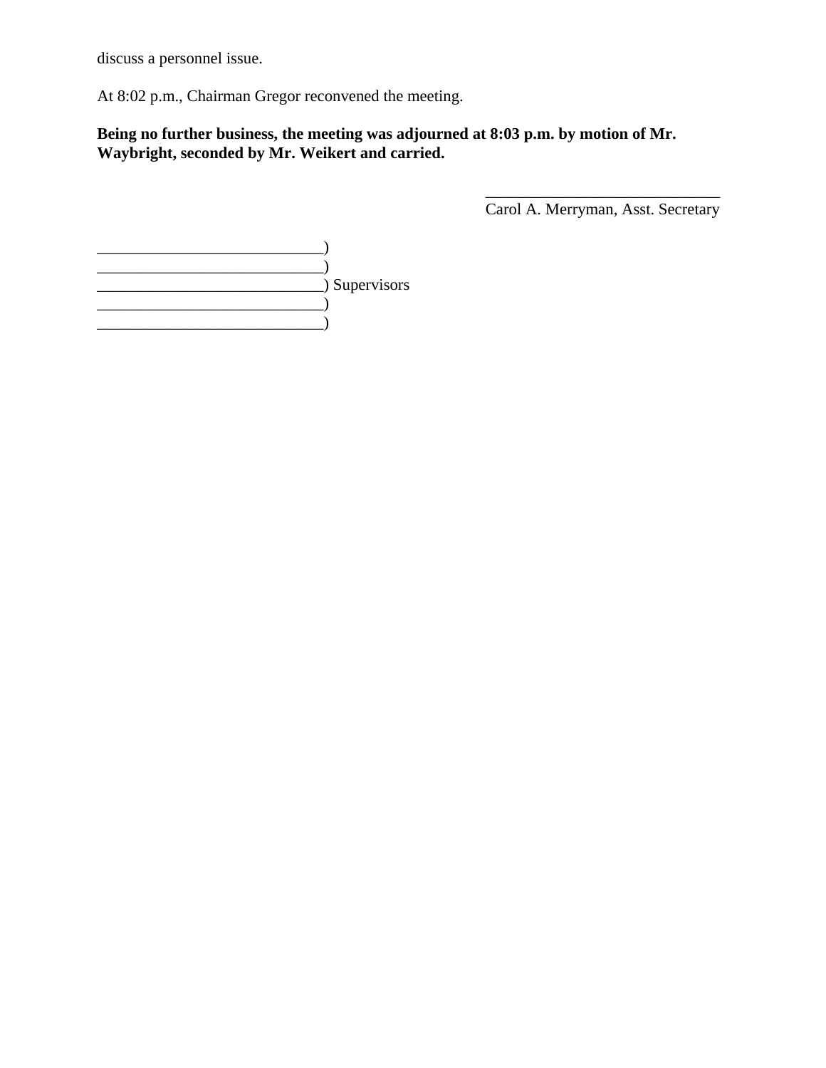discuss a personnel issue.

At 8:02 p.m., Chairman Gregor reconvened the meeting.

**Being no further business, the meeting was adjourned at 8:03 p.m. by motion of Mr. Waybright, seconded by Mr. Weikert and carried.**

_____________________________
Carol A. Merryman, Asst. Secretary

____________________________)
____________________________)
____________________________) Supervisors
____________________________)
____________________________)